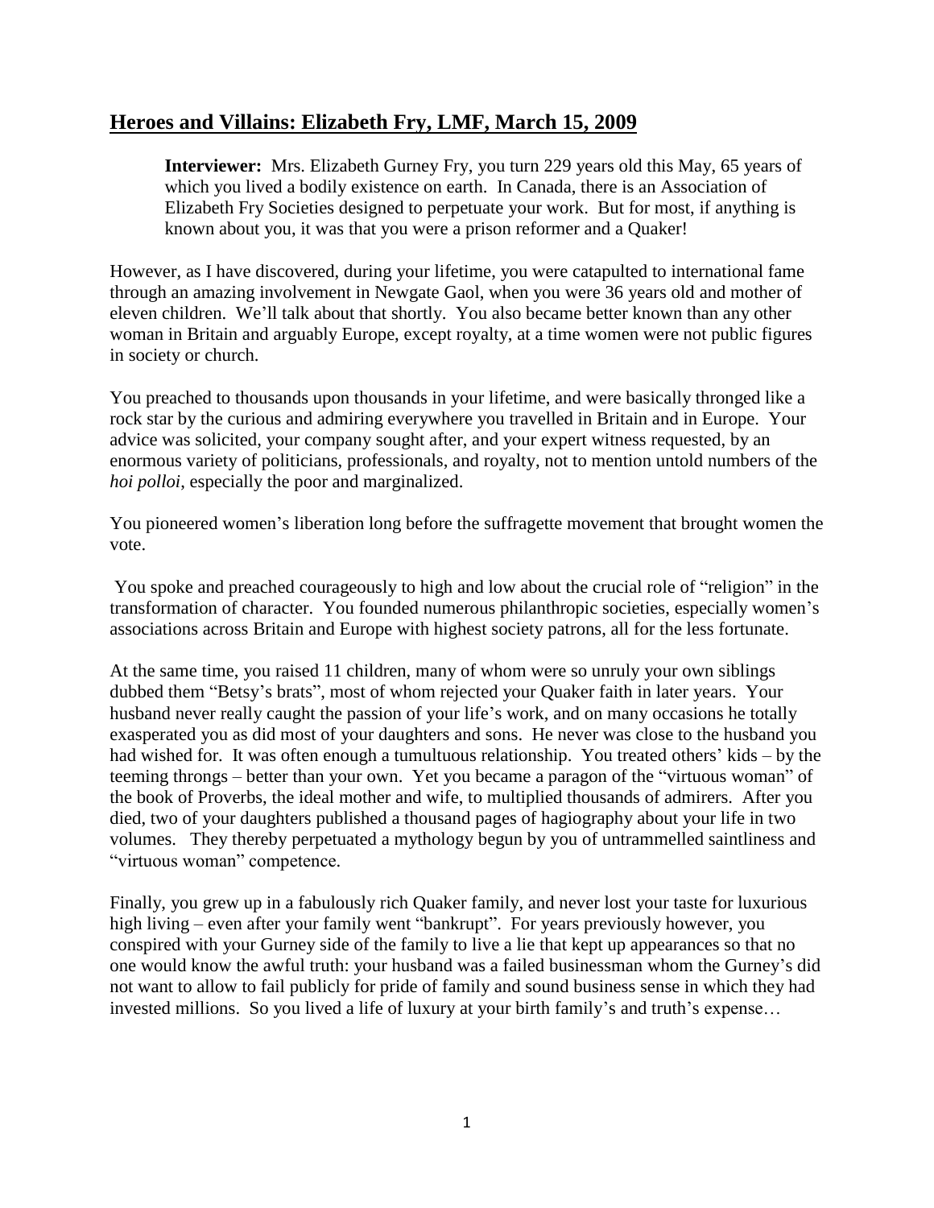## Heroes and Villains: Elizabeth Fry, LMF, March 15, 2009

> **Interviewer:** Mrs. Elizabeth Gurney Fry, you turn 229 years old this May, 65 years of which you lived a bodily existence on earth. In Canada, there is an Association of Elizabeth Fry Societies designed to perpetuate your work. But for most, if anything is known about you, it was that you were a prison reformer and a Quaker!

However, as I have discovered, during your lifetime, you were catapulted to international fame through an amazing involvement in Newgate Gaol, when you were 36 years old and mother of eleven children. We'll talk about that shortly. You also became better known than any other woman in Britain and arguably Europe, except royalty, at a time women were not public figures in society or church.

You preached to thousands upon thousands in your lifetime, and were basically thronged like a rock star by the curious and admiring everywhere you travelled in Britain and in Europe. Your advice was solicited, your company sought after, and your expert witness requested, by an enormous variety of politicians, professionals, and royalty, not to mention untold numbers of the *hoi polloi*, especially the poor and marginalized.

You pioneered women's liberation long before the suffragette movement that brought women the vote.

You spoke and preached courageously to high and low about the crucial role of "religion" in the transformation of character. You founded numerous philanthropic societies, especially women's associations across Britain and Europe with highest society patrons, all for the less fortunate.

At the same time, you raised 11 children, many of whom were so unruly your own siblings dubbed them "Betsy's brats", most of whom rejected your Quaker faith in later years. Your husband never really caught the passion of your life's work, and on many occasions he totally exasperated you as did most of your daughters and sons. He never was close to the husband you had wished for. It was often enough a tumultuous relationship. You treated others' kids – by the teeming throngs – better than your own. Yet you became a paragon of the "virtuous woman" of the book of Proverbs, the ideal mother and wife, to multiplied thousands of admirers. After you died, two of your daughters published a thousand pages of hagiography about your life in two volumes. They thereby perpetuated a mythology begun by you of untrammelled saintliness and "virtuous woman" competence.

Finally, you grew up in a fabulously rich Quaker family, and never lost your taste for luxurious high living – even after your family went "bankrupt". For years previously however, you conspired with your Gurney side of the family to live a lie that kept up appearances so that no one would know the awful truth: your husband was a failed businessman whom the Gurney's did not want to allow to fail publicly for pride of family and sound business sense in which they had invested millions. So you lived a life of luxury at your birth family's and truth's expense…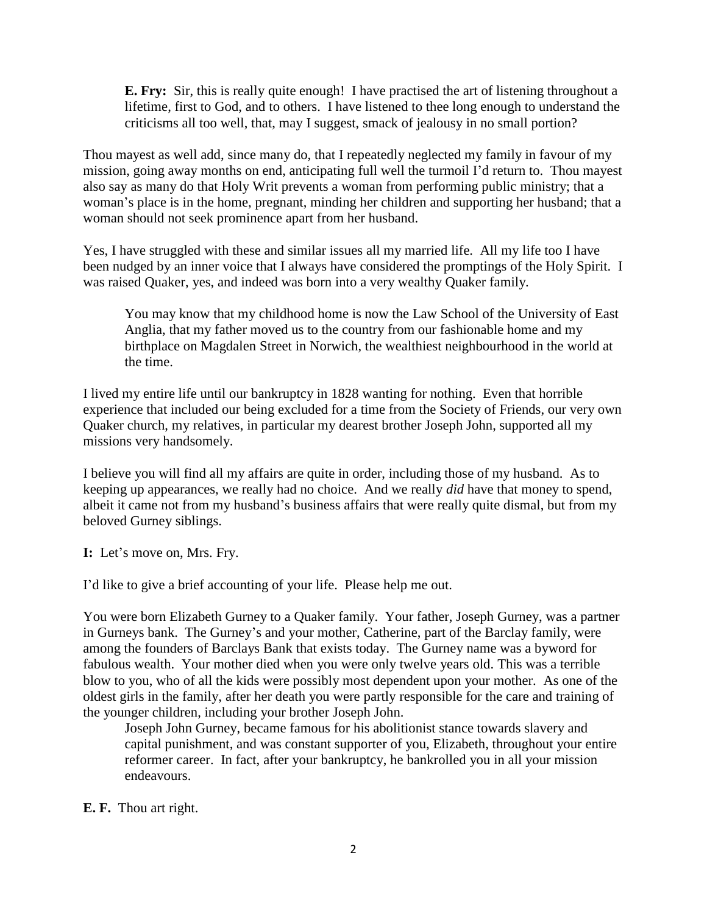> **E. Fry:** Sir, this is really quite enough! I have practised the art of listening throughout a lifetime, first to God, and to others. I have listened to thee long enough to understand the criticisms all too well, that, may I suggest, smack of jealousy in no small portion?

Thou mayest as well add, since many do, that I repeatedly neglected my family in favour of my mission, going away months on end, anticipating full well the turmoil I'd return to. Thou mayest also say as many do that Holy Writ prevents a woman from performing public ministry; that a woman's place is in the home, pregnant, minding her children and supporting her husband; that a woman should not seek prominence apart from her husband.

Yes, I have struggled with these and similar issues all my married life. All my life too I have been nudged by an inner voice that I always have considered the promptings of the Holy Spirit. I was raised Quaker, yes, and indeed was born into a very wealthy Quaker family.

> You may know that my childhood home is now the Law School of the University of East Anglia, that my father moved us to the country from our fashionable home and my birthplace on Magdalen Street in Norwich, the wealthiest neighbourhood in the world at the time.

I lived my entire life until our bankruptcy in 1828 wanting for nothing. Even that horrible experience that included our being excluded for a time from the Society of Friends, our very own Quaker church, my relatives, in particular my dearest brother Joseph John, supported all my missions very handsomely.

I believe you will find all my affairs are quite in order, including those of my husband. As to keeping up appearances, we really had no choice. And we really *did* have that money to spend, albeit it came not from my husband's business affairs that were really quite dismal, but from my beloved Gurney siblings.

**I:** Let's move on, Mrs. Fry.

I'd like to give a brief accounting of your life. Please help me out.

You were born Elizabeth Gurney to a Quaker family. Your father, Joseph Gurney, was a partner in Gurneys bank. The Gurney's and your mother, Catherine, part of the Barclay family, were among the founders of Barclays Bank that exists today. The Gurney name was a byword for fabulous wealth. Your mother died when you were only twelve years old. This was a terrible blow to you, who of all the kids were possibly most dependent upon your mother. As one of the oldest girls in the family, after her death you were partly responsible for the care and training of the younger children, including your brother Joseph John.

> Joseph John Gurney, became famous for his abolitionist stance towards slavery and capital punishment, and was constant supporter of you, Elizabeth, throughout your entire reformer career. In fact, after your bankruptcy, he bankrolled you in all your mission endeavours.

**E. F.** Thou art right.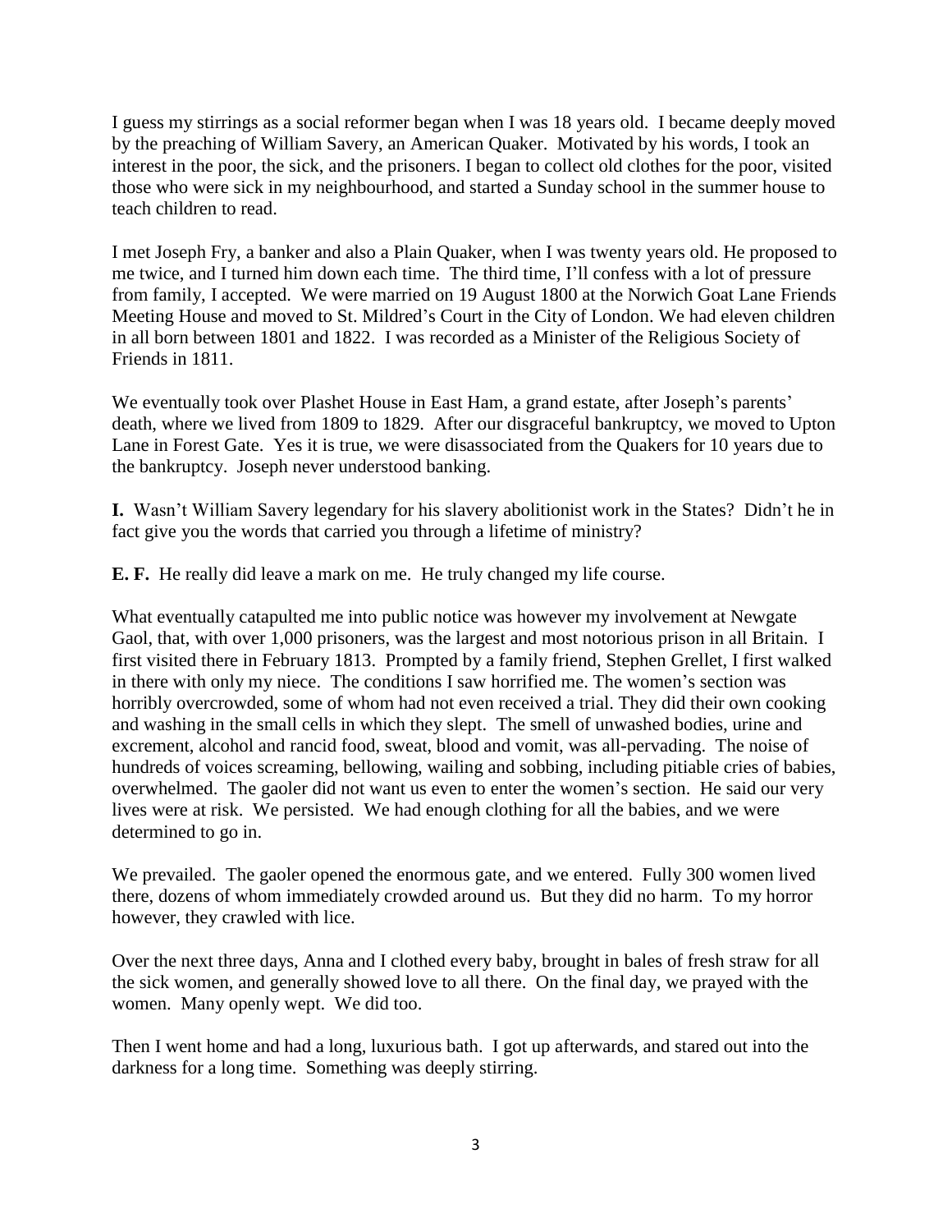I guess my stirrings as a social reformer began when I was 18 years old. I became deeply moved by the preaching of William Savery, an American Quaker. Motivated by his words, I took an interest in the poor, the sick, and the prisoners. I began to collect old clothes for the poor, visited those who were sick in my neighbourhood, and started a Sunday school in the summer house to teach children to read.

I met Joseph Fry, a banker and also a Plain Quaker, when I was twenty years old. He proposed to me twice, and I turned him down each time. The third time, I'll confess with a lot of pressure from family, I accepted. We were married on 19 August 1800 at the Norwich Goat Lane Friends Meeting House and moved to St. Mildred's Court in the City of London. We had eleven children in all born between 1801 and 1822. I was recorded as a Minister of the Religious Society of Friends in 1811.

We eventually took over Plashet House in East Ham, a grand estate, after Joseph's parents' death, where we lived from 1809 to 1829. After our disgraceful bankruptcy, we moved to Upton Lane in Forest Gate. Yes it is true, we were disassociated from the Quakers for 10 years due to the bankruptcy. Joseph never understood banking.

**I.** Wasn't William Savery legendary for his slavery abolitionist work in the States? Didn't he in fact give you the words that carried you through a lifetime of ministry?

**E. F.** He really did leave a mark on me. He truly changed my life course.

What eventually catapulted me into public notice was however my involvement at Newgate Gaol, that, with over 1,000 prisoners, was the largest and most notorious prison in all Britain. I first visited there in February 1813. Prompted by a family friend, Stephen Grellet, I first walked in there with only my niece. The conditions I saw horrified me. The women's section was horribly overcrowded, some of whom had not even received a trial. They did their own cooking and washing in the small cells in which they slept. The smell of unwashed bodies, urine and excrement, alcohol and rancid food, sweat, blood and vomit, was all-pervading. The noise of hundreds of voices screaming, bellowing, wailing and sobbing, including pitiable cries of babies, overwhelmed. The gaoler did not want us even to enter the women's section. He said our very lives were at risk. We persisted. We had enough clothing for all the babies, and we were determined to go in.

We prevailed. The gaoler opened the enormous gate, and we entered. Fully 300 women lived there, dozens of whom immediately crowded around us. But they did no harm. To my horror however, they crawled with lice.

Over the next three days, Anna and I clothed every baby, brought in bales of fresh straw for all the sick women, and generally showed love to all there. On the final day, we prayed with the women. Many openly wept. We did too.

Then I went home and had a long, luxurious bath. I got up afterwards, and stared out into the darkness for a long time. Something was deeply stirring.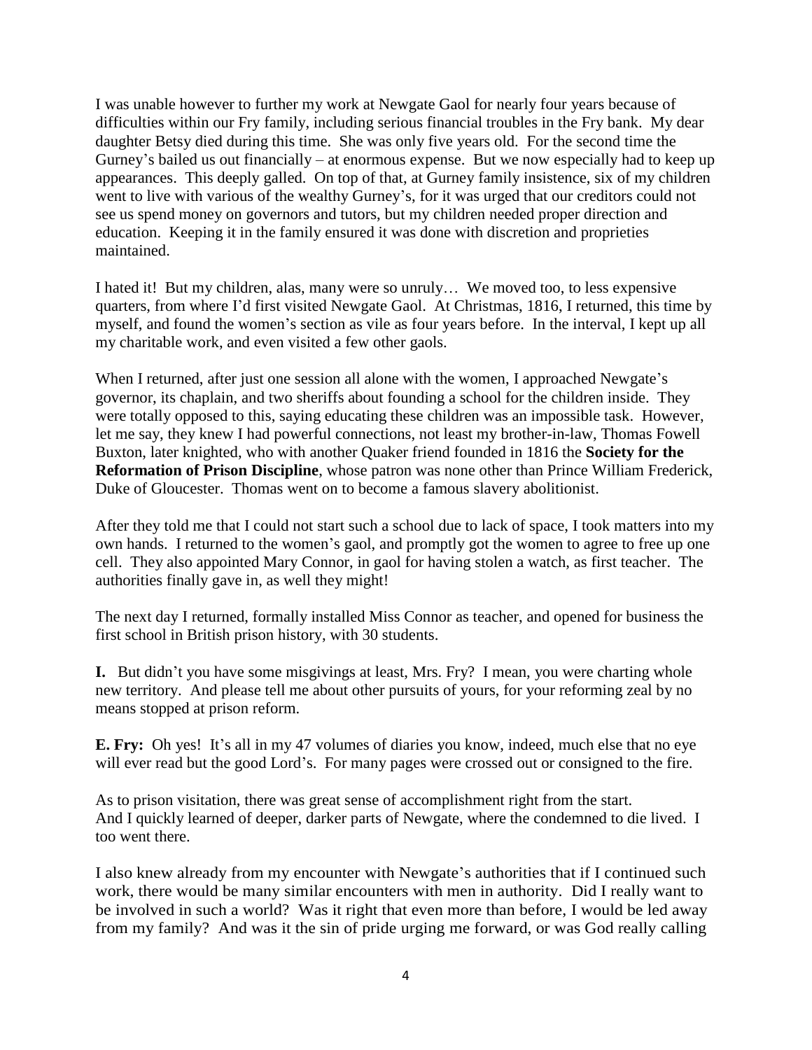I was unable however to further my work at Newgate Gaol for nearly four years because of difficulties within our Fry family, including serious financial troubles in the Fry bank. My dear daughter Betsy died during this time. She was only five years old. For the second time the Gurney's bailed us out financially – at enormous expense. But we now especially had to keep up appearances. This deeply galled. On top of that, at Gurney family insistence, six of my children went to live with various of the wealthy Gurney's, for it was urged that our creditors could not see us spend money on governors and tutors, but my children needed proper direction and education. Keeping it in the family ensured it was done with discretion and proprieties maintained.

I hated it! But my children, alas, many were so unruly… We moved too, to less expensive quarters, from where I'd first visited Newgate Gaol. At Christmas, 1816, I returned, this time by myself, and found the women's section as vile as four years before. In the interval, I kept up all my charitable work, and even visited a few other gaols.

When I returned, after just one session all alone with the women, I approached Newgate's governor, its chaplain, and two sheriffs about founding a school for the children inside. They were totally opposed to this, saying educating these children was an impossible task. However, let me say, they knew I had powerful connections, not least my brother-in-law, Thomas Fowell Buxton, later knighted, who with another Quaker friend founded in 1816 the **Society for the Reformation of Prison Discipline**, whose patron was none other than Prince William Frederick, Duke of Gloucester. Thomas went on to become a famous slavery abolitionist.

After they told me that I could not start such a school due to lack of space, I took matters into my own hands. I returned to the women's gaol, and promptly got the women to agree to free up one cell. They also appointed Mary Connor, in gaol for having stolen a watch, as first teacher. The authorities finally gave in, as well they might!

The next day I returned, formally installed Miss Connor as teacher, and opened for business the first school in British prison history, with 30 students.

**I.** But didn't you have some misgivings at least, Mrs. Fry? I mean, you were charting whole new territory. And please tell me about other pursuits of yours, for your reforming zeal by no means stopped at prison reform.

**E. Fry:** Oh yes! It's all in my 47 volumes of diaries you know, indeed, much else that no eye will ever read but the good Lord's. For many pages were crossed out or consigned to the fire.

As to prison visitation, there was great sense of accomplishment right from the start. And I quickly learned of deeper, darker parts of Newgate, where the condemned to die lived. I too went there.

I also knew already from my encounter with Newgate's authorities that if I continued such work, there would be many similar encounters with men in authority. Did I really want to be involved in such a world? Was it right that even more than before, I would be led away from my family? And was it the sin of pride urging me forward, or was God really calling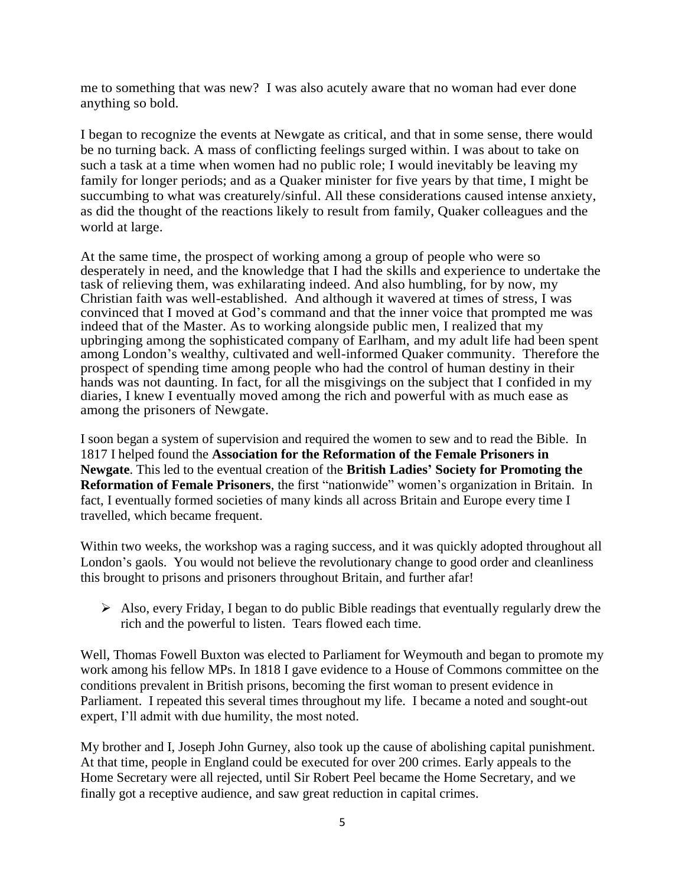me to something that was new? I was also acutely aware that no woman had ever done anything so bold.

I began to recognize the events at Newgate as critical, and that in some sense, there would be no turning back. A mass of conflicting feelings surged within. I was about to take on such a task at a time when women had no public role; I would inevitably be leaving my family for longer periods; and as a Quaker minister for five years by that time, I might be succumbing to what was creaturely/sinful. All these considerations caused intense anxiety, as did the thought of the reactions likely to result from family, Quaker colleagues and the world at large.

At the same time, the prospect of working among a group of people who were so desperately in need, and the knowledge that I had the skills and experience to undertake the task of relieving them, was exhilarating indeed. And also humbling, for by now, my Christian faith was well-established. And although it wavered at times of stress, I was convinced that I moved at God's command and that the inner voice that prompted me was indeed that of the Master. As to working alongside public men, I realized that my upbringing among the sophisticated company of Earlham, and my adult life had been spent among London's wealthy, cultivated and well-informed Quaker community. Therefore the prospect of spending time among people who had the control of human destiny in their hands was not daunting. In fact, for all the misgivings on the subject that I confided in my diaries, I knew I eventually moved among the rich and powerful with as much ease as among the prisoners of Newgate.

I soon began a system of supervision and required the women to sew and to read the Bible. In 1817 I helped found the **Association for the Reformation of the Female Prisoners in Newgate**. This led to the eventual creation of the **British Ladies' Society for Promoting the Reformation of Female Prisoners**, the first "nationwide" women's organization in Britain. In fact, I eventually formed societies of many kinds all across Britain and Europe every time I travelled, which became frequent.

Within two weeks, the workshop was a raging success, and it was quickly adopted throughout all London's gaols. You would not believe the revolutionary change to good order and cleanliness this brought to prisons and prisoners throughout Britain, and further afar!

- Also, every Friday, I began to do public Bible readings that eventually regularly drew the rich and the powerful to listen. Tears flowed each time.

Well, Thomas Fowell Buxton was elected to Parliament for Weymouth and began to promote my work among his fellow MPs. In 1818 I gave evidence to a House of Commons committee on the conditions prevalent in British prisons, becoming the first woman to present evidence in Parliament. I repeated this several times throughout my life. I became a noted and sought-out expert, I'll admit with due humility, the most noted.

My brother and I, Joseph John Gurney, also took up the cause of abolishing capital punishment. At that time, people in England could be executed for over 200 crimes. Early appeals to the Home Secretary were all rejected, until Sir Robert Peel became the Home Secretary, and we finally got a receptive audience, and saw great reduction in capital crimes.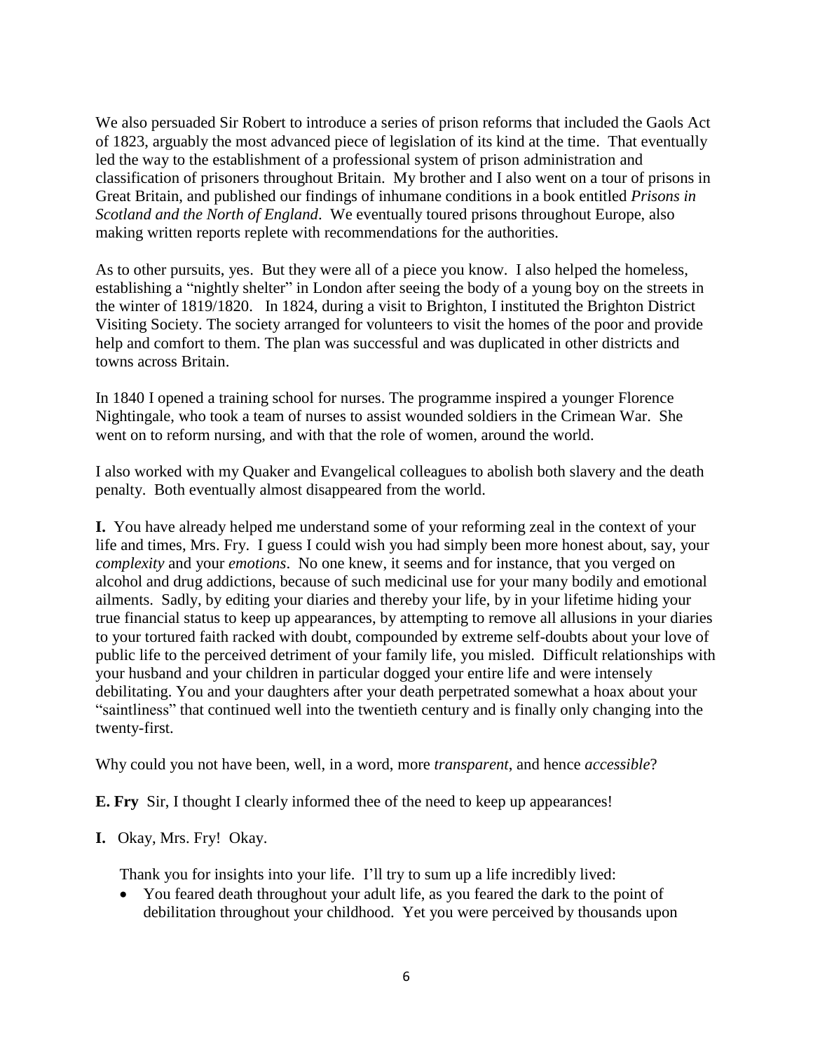We also persuaded Sir Robert to introduce a series of prison reforms that included the Gaols Act of 1823, arguably the most advanced piece of legislation of its kind at the time. That eventually led the way to the establishment of a professional system of prison administration and classification of prisoners throughout Britain. My brother and I also went on a tour of prisons in Great Britain, and published our findings of inhumane conditions in a book entitled *Prisons in Scotland and the North of England*. We eventually toured prisons throughout Europe, also making written reports replete with recommendations for the authorities.

As to other pursuits, yes. But they were all of a piece you know. I also helped the homeless, establishing a "nightly shelter" in London after seeing the body of a young boy on the streets in the winter of 1819/1820. In 1824, during a visit to Brighton, I instituted the Brighton District Visiting Society. The society arranged for volunteers to visit the homes of the poor and provide help and comfort to them. The plan was successful and was duplicated in other districts and towns across Britain.

In 1840 I opened a training school for nurses. The programme inspired a younger Florence Nightingale, who took a team of nurses to assist wounded soldiers in the Crimean War. She went on to reform nursing, and with that the role of women, around the world.

I also worked with my Quaker and Evangelical colleagues to abolish both slavery and the death penalty. Both eventually almost disappeared from the world.

**I.** You have already helped me understand some of your reforming zeal in the context of your life and times, Mrs. Fry. I guess I could wish you had simply been more honest about, say, your *complexity* and your *emotions*. No one knew, it seems and for instance, that you verged on alcohol and drug addictions, because of such medicinal use for your many bodily and emotional ailments. Sadly, by editing your diaries and thereby your life, by in your lifetime hiding your true financial status to keep up appearances, by attempting to remove all allusions in your diaries to your tortured faith racked with doubt, compounded by extreme self-doubts about your love of public life to the perceived detriment of your family life, you misled. Difficult relationships with your husband and your children in particular dogged your entire life and were intensely debilitating. You and your daughters after your death perpetrated somewhat a hoax about your "saintliness" that continued well into the twentieth century and is finally only changing into the twenty-first.

Why could you not have been, well, in a word, more *transparent*, and hence *accessible*?

**E. Fry** Sir, I thought I clearly informed thee of the need to keep up appearances!

**I.** Okay, Mrs. Fry! Okay.

Thank you for insights into your life. I'll try to sum up a life incredibly lived:

- You feared death throughout your adult life, as you feared the dark to the point of debilitation throughout your childhood. Yet you were perceived by thousands upon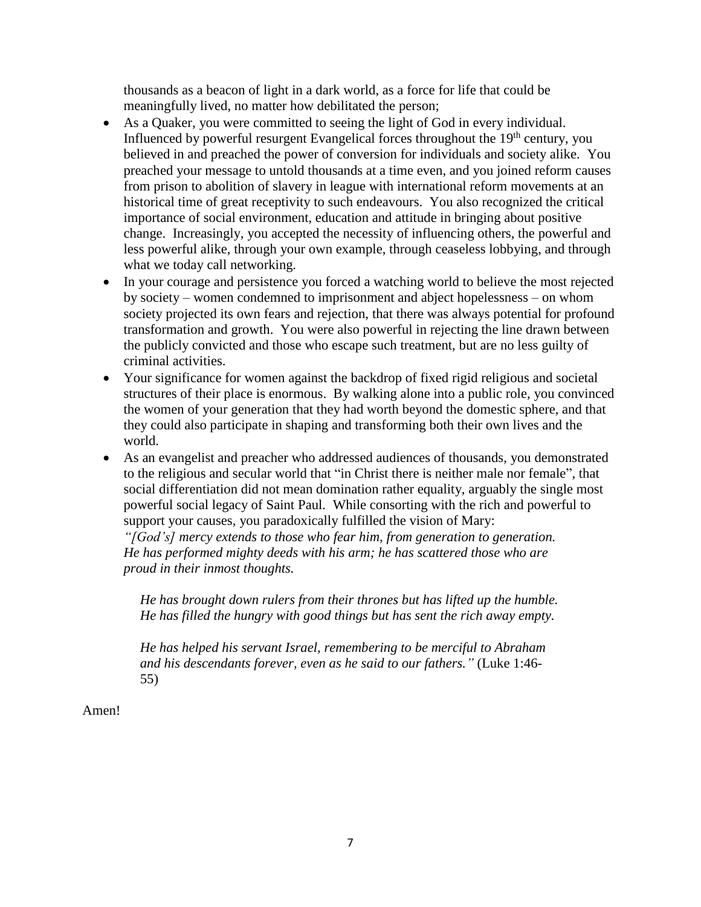thousands as a beacon of light in a dark world, as a force for life that could be meaningfully lived, no matter how debilitated the person;

- As a Quaker, you were committed to seeing the light of God in every individual. Influenced by powerful resurgent Evangelical forces throughout the 19th century, you believed in and preached the power of conversion for individuals and society alike. You preached your message to untold thousands at a time even, and you joined reform causes from prison to abolition of slavery in league with international reform movements at an historical time of great receptivity to such endeavours. You also recognized the critical importance of social environment, education and attitude in bringing about positive change. Increasingly, you accepted the necessity of influencing others, the powerful and less powerful alike, through your own example, through ceaseless lobbying, and through what we today call networking.
- In your courage and persistence you forced a watching world to believe the most rejected by society – women condemned to imprisonment and abject hopelessness – on whom society projected its own fears and rejection, that there was always potential for profound transformation and growth. You were also powerful in rejecting the line drawn between the publicly convicted and those who escape such treatment, but are no less guilty of criminal activities.
- Your significance for women against the backdrop of fixed rigid religious and societal structures of their place is enormous. By walking alone into a public role, you convinced the women of your generation that they had worth beyond the domestic sphere, and that they could also participate in shaping and transforming both their own lives and the world.
- As an evangelist and preacher who addressed audiences of thousands, you demonstrated to the religious and secular world that "in Christ there is neither male nor female", that social differentiation did not mean domination rather equality, arguably the single most powerful social legacy of Saint Paul. While consorting with the rich and powerful to support your causes, you paradoxically fulfilled the vision of Mary:
  *"[God's] mercy extends to those who fear him, from generation to generation. He has performed mighty deeds with his arm; he has scattered those who are proud in their inmost thoughts.*

  *He has brought down rulers from their thrones but has lifted up the humble. He has filled the hungry with good things but has sent the rich away empty.*

  *He has helped his servant Israel, remembering to be merciful to Abraham and his descendants forever, even as he said to our fathers."* (Luke 1:46-55)

Amen!